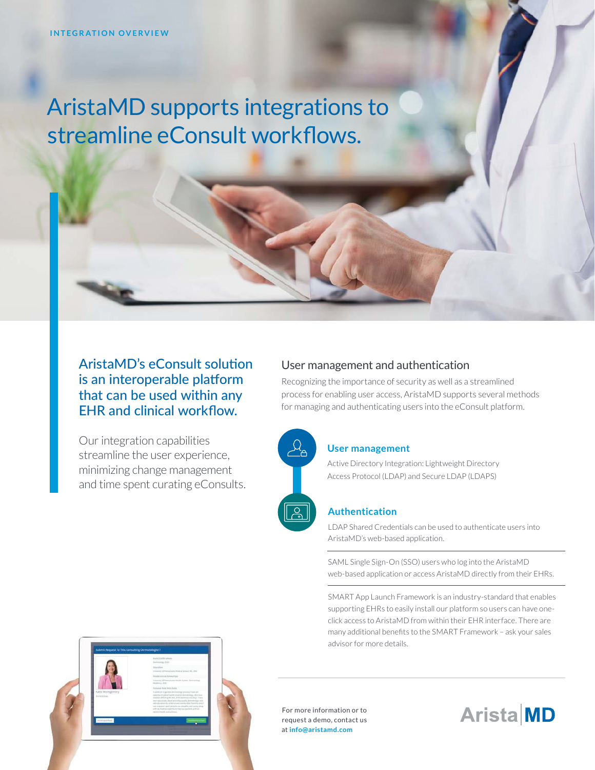INTEGRATION OVERVIEW

# AristaMD supports integrations to streamline eConsult workflows.

## AristaMD's eConsult solution is an interoperable platform that can be used within any EHR and clinical workflow.

Our integration capabilities streamline the user experience, minimizing change management and time spent curating eConsults.

## User management and authentication

Recognizing the importance of security as well as a streamlined process for enabling user access, AristaMD supports several methods for managing and authenticating users into the eConsult platform.

### User management

Active Directory Integration: Lightweight Directory Access Protocol (LDAP) and Secure LDAP (LDAPS)

### Authentication

LDAP Shared Credentials can be used to authenticate users into AristaMD's web-based application.

SAML Single Sign-On (SSO) users who log into the AristaMD web-based application or access AristaMD directly from their EHRs.

SMART App Launch Framework is an industry-standard that enables supporting EHRs to easily install our platform so users can have one-click access to AristaMD from within their EHR interface. There are many additional benefits to the SMART Framework – ask your sales advisor for more details.

For more information or to request a demo, contact us at **info@aristamd.com**

Arista|MD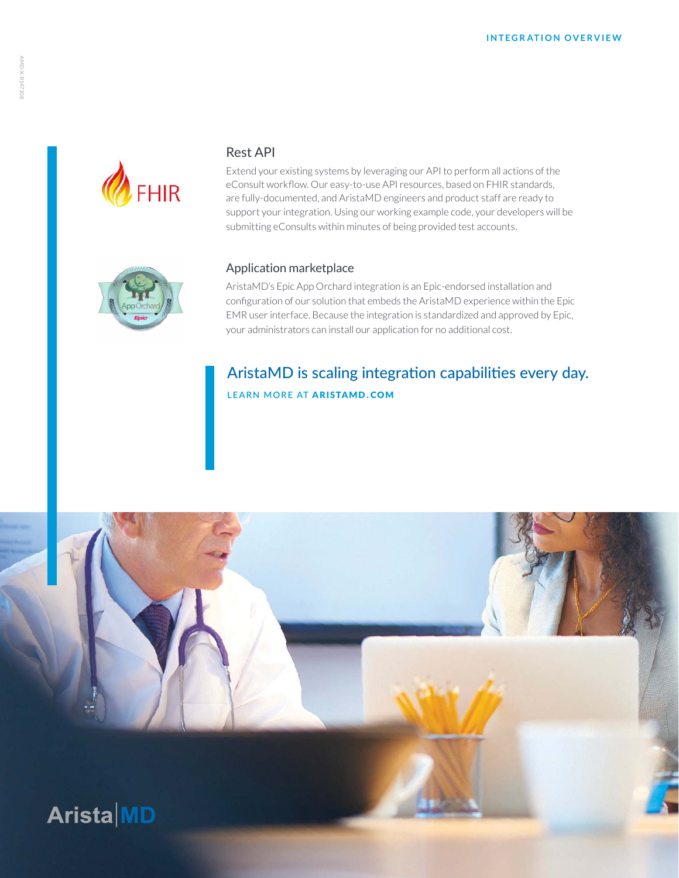## Rest API

Extend your existing systems by leveraging our API to perform all actions of the eConsult workflow. Our easy-to-use API resources, based on FHIR standards, are fully-documented, and AristaMD engineers and product staff are ready to support your integration. Using our working example code, your developers will be submitting eConsults within minutes of being provided test accounts.

## Application marketplace

AristaMD's Epic App Orchard integration is an Epic-endorsed installation and configuration of our solution that embeds the AristaMD experience within the Epic EMR user interface. Because the integration is standardized and approved by Epic, your administrators can install our application for no additional cost.

## AristaMD is scaling integration capabilities every day.

LEARN MORE AT **ARISTAMD.COM**